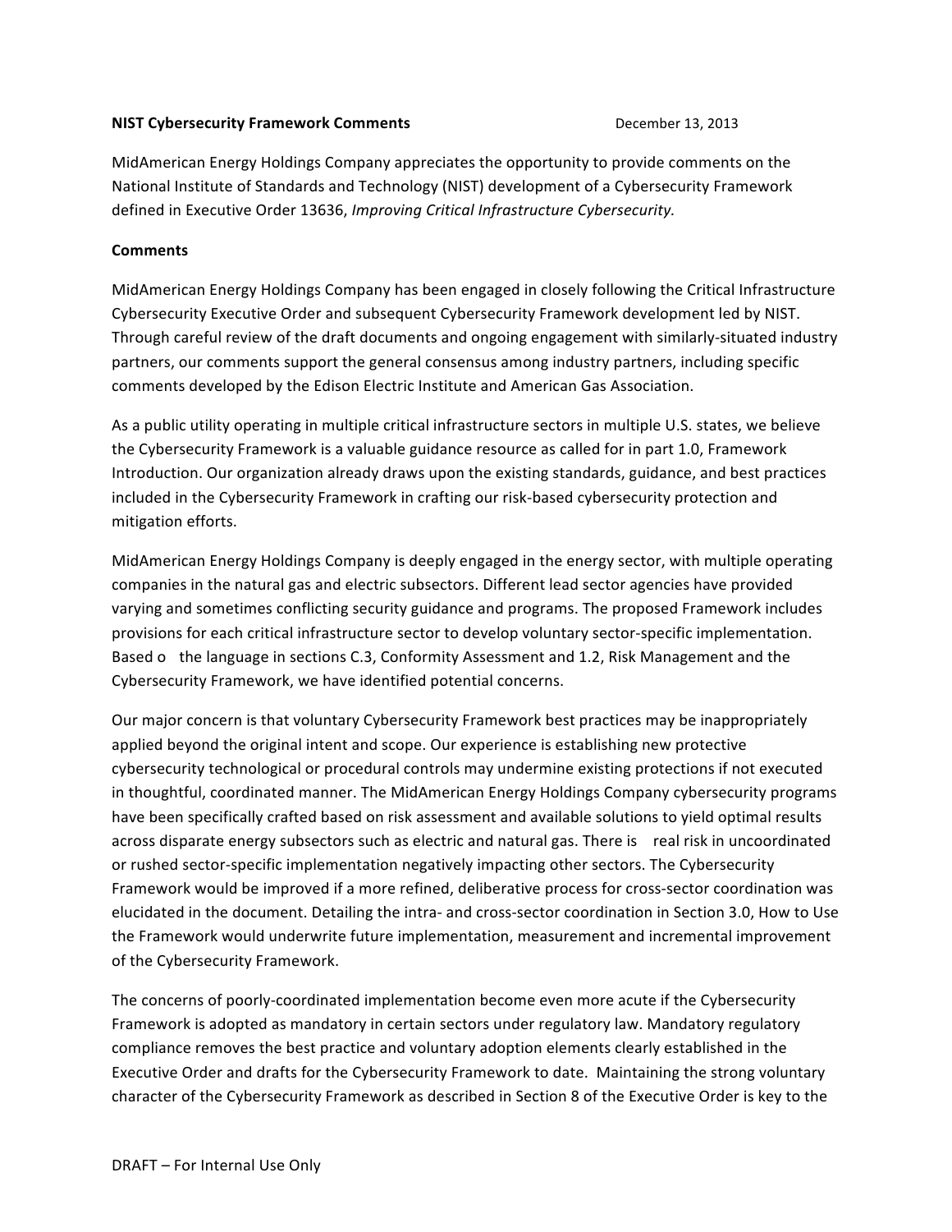**NIST Cybersecurity Framework Comments** December 13, 2013

MidAmerican Energy Holdings Company appreciates the opportunity to provide comments on the National Institute of Standards and Technology (NIST) development of a Cybersecurity Framework defined in Executive Order 13636, *Improving Critical Infrastructure Cybersecurity.*

**Comments**

MidAmerican Energy Holdings Company has been engaged in closely following the Critical Infrastructure Cybersecurity Executive Order and subsequent Cybersecurity Framework development led by NIST. Through careful review of the draft documents and ongoing engagement with similarly-situated industry partners, our comments support the general consensus among industry partners, including specific comments developed by the Edison Electric Institute and American Gas Association.

As a public utility operating in multiple critical infrastructure sectors in multiple U.S. states, we believe the Cybersecurity Framework is a valuable guidance resource as called for in part 1.0, Framework Introduction. Our organization already draws upon the existing standards, guidance, and best practices included in the Cybersecurity Framework in crafting our risk-based cybersecurity protection and mitigation efforts.

MidAmerican Energy Holdings Company is deeply engaged in the energy sector, with multiple operating companies in the natural gas and electric subsectors. Different lead sector agencies have provided varying and sometimes conflicting security guidance and programs. The proposed Framework includes provisions for each critical infrastructure sector to develop voluntary sector-specific implementation. Based o the language in sections C.3, Conformity Assessment and 1.2, Risk Management and the Cybersecurity Framework, we have identified potential concerns.

Our major concern is that voluntary Cybersecurity Framework best practices may be inappropriately applied beyond the original intent and scope. Our experience is establishing new protective cybersecurity technological or procedural controls may undermine existing protections if not executed in thoughtful, coordinated manner. The MidAmerican Energy Holdings Company cybersecurity programs have been specifically crafted based on risk assessment and available solutions to yield optimal results across disparate energy subsectors such as electric and natural gas. There is real risk in uncoordinated or rushed sector-specific implementation negatively impacting other sectors. The Cybersecurity Framework would be improved if a more refined, deliberative process for cross-sector coordination was elucidated in the document. Detailing the intra- and cross-sector coordination in Section 3.0, How to Use the Framework would underwrite future implementation, measurement and incremental improvement of the Cybersecurity Framework.

The concerns of poorly-coordinated implementation become even more acute if the Cybersecurity Framework is adopted as mandatory in certain sectors under regulatory law. Mandatory regulatory compliance removes the best practice and voluntary adoption elements clearly established in the Executive Order and drafts for the Cybersecurity Framework to date. Maintaining the strong voluntary character of the Cybersecurity Framework as described in Section 8 of the Executive Order is key to the

DRAFT – For Internal Use Only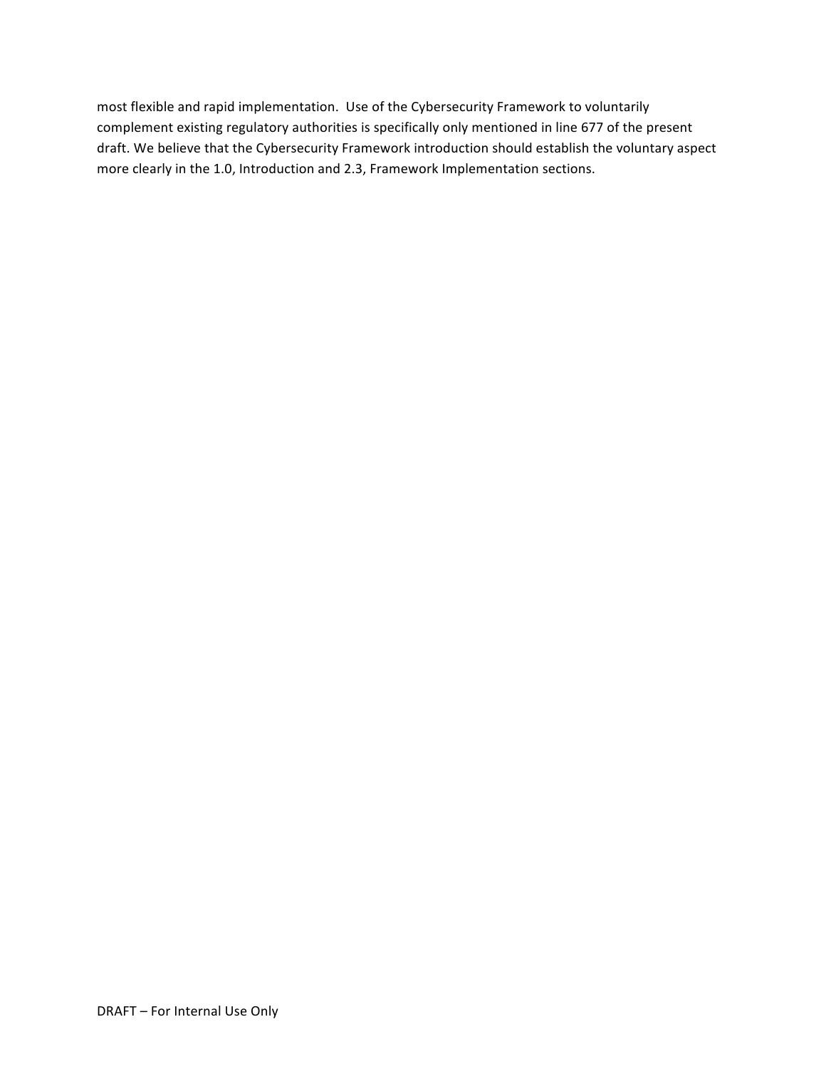most flexible and rapid implementation. Use of the Cybersecurity Framework to voluntarily complement existing regulatory authorities is specifically only mentioned in line 677 of the present draft. We believe that the Cybersecurity Framework introduction should establish the voluntary aspect more clearly in the 1.0, Introduction and 2.3, Framework Implementation sections.